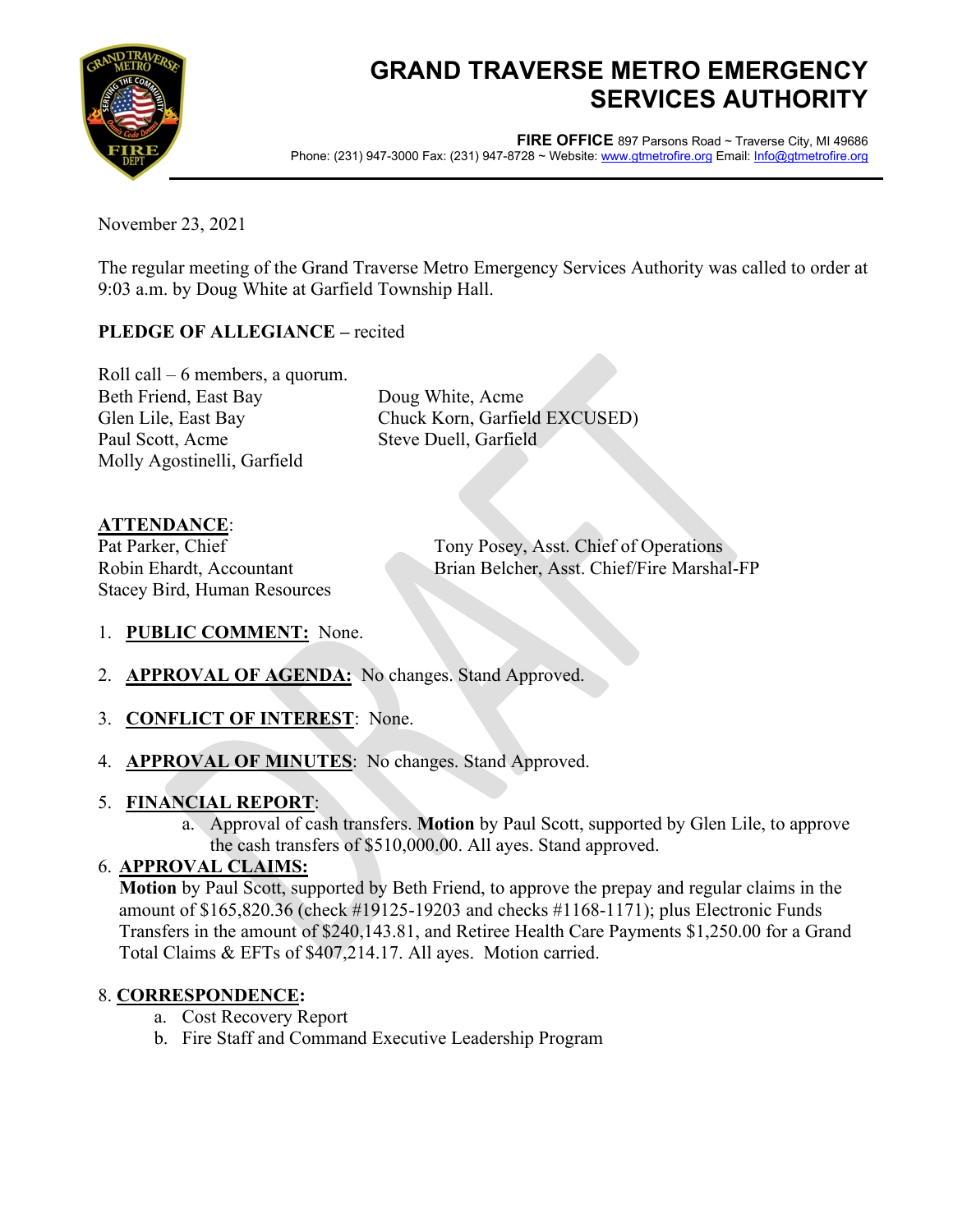# GRAND TRAVERSE METRO EMERGENCY SERVICES AUTHORITY

**FIRE OFFICE** 897 Parsons Road ~ Traverse City, MI 49686
Phone: (231) 947-3000 Fax: (231) 947-8728 ~ Website: www.gtmetrofire.org Email: Info@gtmetrofire.org

November 23, 2021

The regular meeting of the Grand Traverse Metro Emergency Services Authority was called to order at 9:03 a.m. by Doug White at Garfield Township Hall.

**PLEDGE OF ALLEGIANCE –** recited

Roll call – 6 members, a quorum.

Beth Friend, East Bay
Glen Lile, East Bay
Paul Scott, Acme
Molly Agostinelli, Garfield
Doug White, Acme
Chuck Korn, Garfield EXCUSED)
Steve Duell, Garfield

**ATTENDANCE**:

Pat Parker, Chief
Robin Ehardt, Accountant
Stacey Bird, Human Resources
Tony Posey, Asst. Chief of Operations
Brian Belcher, Asst. Chief/Fire Marshal-FP

1. **PUBLIC COMMENT:** None.

2. **APPROVAL OF AGENDA:** No changes. Stand Approved.

3. **CONFLICT OF INTEREST**: None.

4. **APPROVAL OF MINUTES**: No changes. Stand Approved.

5. **FINANCIAL REPORT**:
   a. Approval of cash transfers. **Motion** by Paul Scott, supported by Glen Lile, to approve the cash transfers of $510,000.00. All ayes. Stand approved.

6. **APPROVAL CLAIMS:**
   **Motion** by Paul Scott, supported by Beth Friend, to approve the prepay and regular claims in the amount of $165,820.36 (check #19125-19203 and checks #1168-1171); plus Electronic Funds Transfers in the amount of $240,143.81, and Retiree Health Care Payments $1,250.00 for a Grand Total Claims & EFTs of $407,214.17. All ayes. Motion carried.

8. **CORRESPONDENCE:**
   a. Cost Recovery Report
   b. Fire Staff and Command Executive Leadership Program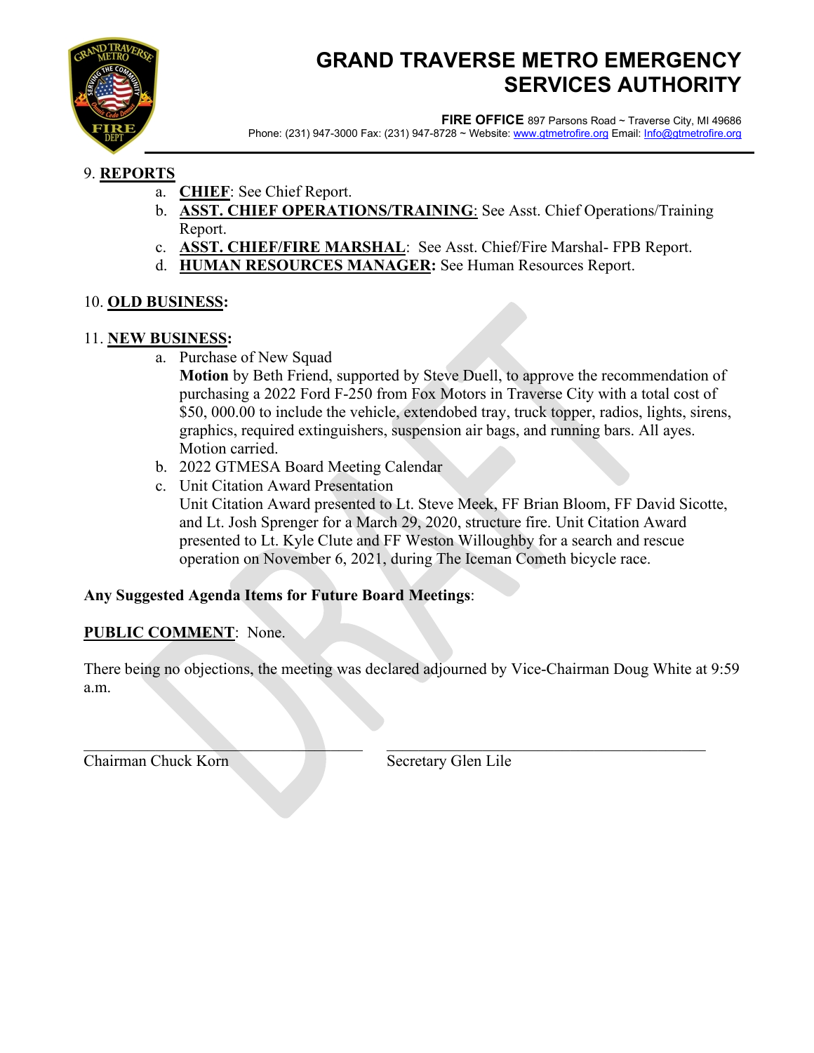9. **REPORTS**
   a. **CHIEF**: See Chief Report.
   b. **ASST. CHIEF OPERATIONS/TRAINING**: See Asst. Chief Operations/Training Report.
   c. **ASST. CHIEF/FIRE MARSHAL**: See Asst. Chief/Fire Marshal- FPB Report.
   d. **HUMAN RESOURCES MANAGER:** See Human Resources Report.

10. **OLD BUSINESS:**

11. **NEW BUSINESS:**
   a. Purchase of New Squad
   **Motion** by Beth Friend, supported by Steve Duell, to approve the recommendation of purchasing a 2022 Ford F-250 from Fox Motors in Traverse City with a total cost of $50, 000.00 to include the vehicle, extendobed tray, truck topper, radios, lights, sirens, graphics, required extinguishers, suspension air bags, and running bars. All ayes. Motion carried.
   b. 2022 GTMESA Board Meeting Calendar
   c. Unit Citation Award Presentation
   Unit Citation Award presented to Lt. Steve Meek, FF Brian Bloom, FF David Sicotte, and Lt. Josh Sprenger for a March 29, 2020, structure fire. Unit Citation Award presented to Lt. Kyle Clute and FF Weston Willoughby for a search and rescue operation on November 6, 2021, during The Iceman Cometh bicycle race.

**Any Suggested Agenda Items for Future Board Meetings**:

**PUBLIC COMMENT**: None.

There being no objections, the meeting was declared adjourned by Vice-Chairman Doug White at 9:59 a.m.

\_\_\_\_\_\_\_\_\_\_\_\_\_\_\_\_\_\_\_\_\_\_\_\_\_\_\_\_\_\_\_\_\_\_\_\_\_\_\_\_\_\_\_\_ \_\_\_\_\_\_\_\_\_\_\_\_\_\_\_\_\_\_\_\_\_\_\_\_\_\_\_\_\_\_\_\_\_\_\_\_\_\_\_\_\_\_\_\_
Chairman Chuck Korn Secretary Glen Lile